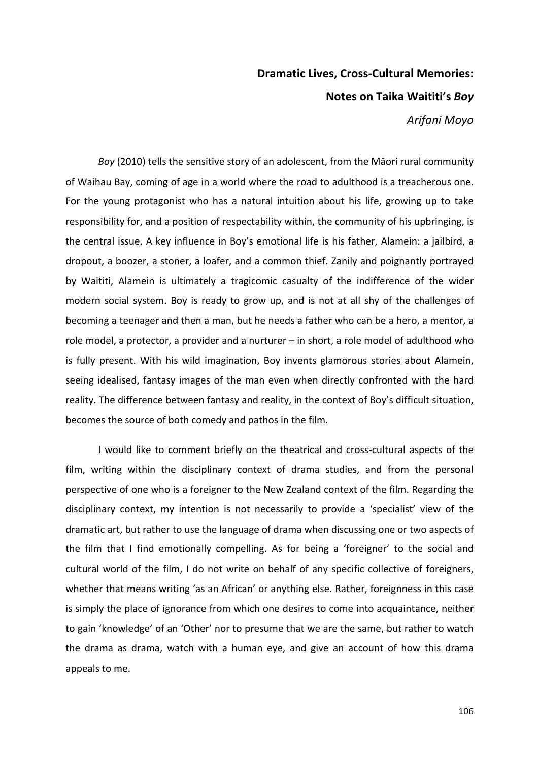# Dramatic Lives, Cross-Cultural Memories:

## Notes on Taika Waititi's *Boy*

*Arifani Moyo*

*Boy* (2010) tells the sensitive story of an adolescent, from the Māori rural community of Waihau Bay, coming of age in a world where the road to adulthood is a treacherous one. For the young protagonist who has a natural intuition about his life, growing up to take responsibility for, and a position of respectability within, the community of his upbringing, is the central issue. A key influence in Boy's emotional life is his father, Alamein: a jailbird, a dropout, a boozer, a stoner, a loafer, and a common thief. Zanily and poignantly portrayed by Waititi, Alamein is ultimately a tragicomic casualty of the indifference of the wider modern social system. Boy is ready to grow up, and is not at all shy of the challenges of becoming a teenager and then a man, but he needs a father who can be a hero, a mentor, a role model, a protector, a provider and a nurturer – in short, a role model of adulthood who is fully present. With his wild imagination, Boy invents glamorous stories about Alamein, seeing idealised, fantasy images of the man even when directly confronted with the hard reality. The difference between fantasy and reality, in the context of Boy's difficult situation, becomes the source of both comedy and pathos in the film.

I would like to comment briefly on the theatrical and cross-cultural aspects of the film, writing within the disciplinary context of drama studies, and from the personal perspective of one who is a foreigner to the New Zealand context of the film. Regarding the disciplinary context, my intention is not necessarily to provide a 'specialist' view of the dramatic art, but rather to use the language of drama when discussing one or two aspects of the film that I find emotionally compelling. As for being a 'foreigner' to the social and cultural world of the film, I do not write on behalf of any specific collective of foreigners, whether that means writing 'as an African' or anything else. Rather, foreignness in this case is simply the place of ignorance from which one desires to come into acquaintance, neither to gain 'knowledge' of an 'Other' nor to presume that we are the same, but rather to watch the drama as drama, watch with a human eye, and give an account of how this drama appeals to me.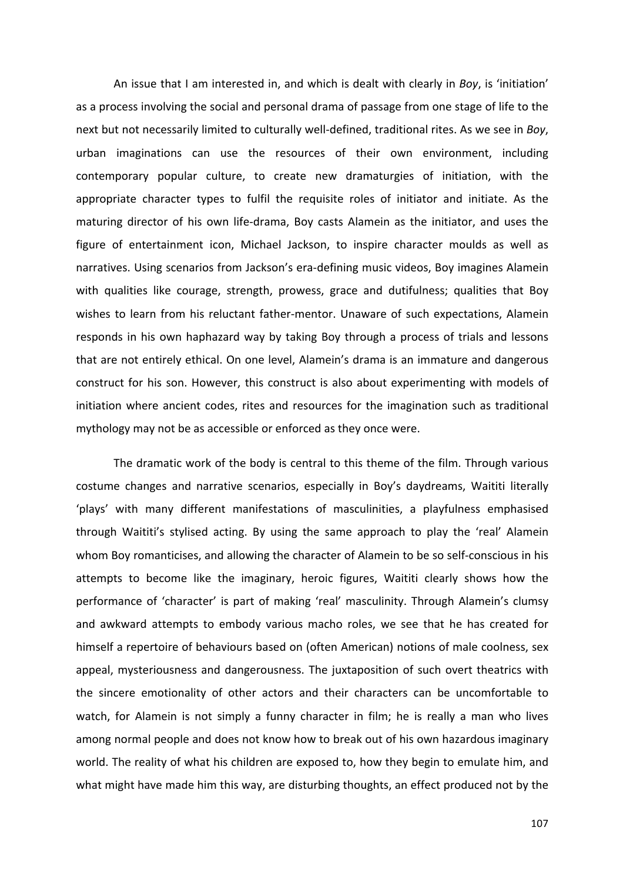An issue that I am interested in, and which is dealt with clearly in *Boy*, is 'initiation' as a process involving the social and personal drama of passage from one stage of life to the next but not necessarily limited to culturally well-defined, traditional rites. As we see in *Boy*, urban imaginations can use the resources of their own environment, including contemporary popular culture, to create new dramaturgies of initiation, with the appropriate character types to fulfil the requisite roles of initiator and initiate. As the maturing director of his own life-drama, Boy casts Alamein as the initiator, and uses the figure of entertainment icon, Michael Jackson, to inspire character moulds as well as narratives. Using scenarios from Jackson's era-defining music videos, Boy imagines Alamein with qualities like courage, strength, prowess, grace and dutifulness; qualities that Boy wishes to learn from his reluctant father-mentor. Unaware of such expectations, Alamein responds in his own haphazard way by taking Boy through a process of trials and lessons that are not entirely ethical. On one level, Alamein's drama is an immature and dangerous construct for his son. However, this construct is also about experimenting with models of initiation where ancient codes, rites and resources for the imagination such as traditional mythology may not be as accessible or enforced as they once were.

The dramatic work of the body is central to this theme of the film. Through various costume changes and narrative scenarios, especially in Boy's daydreams, Waititi literally 'plays' with many different manifestations of masculinities, a playfulness emphasised through Waititi's stylised acting. By using the same approach to play the 'real' Alamein whom Boy romanticises, and allowing the character of Alamein to be so self-conscious in his attempts to become like the imaginary, heroic figures, Waititi clearly shows how the performance of 'character' is part of making 'real' masculinity. Through Alamein's clumsy and awkward attempts to embody various macho roles, we see that he has created for himself a repertoire of behaviours based on (often American) notions of male coolness, sex appeal, mysteriousness and dangerousness. The juxtaposition of such overt theatrics with the sincere emotionality of other actors and their characters can be uncomfortable to watch, for Alamein is not simply a funny character in film; he is really a man who lives among normal people and does not know how to break out of his own hazardous imaginary world. The reality of what his children are exposed to, how they begin to emulate him, and what might have made him this way, are disturbing thoughts, an effect produced not by the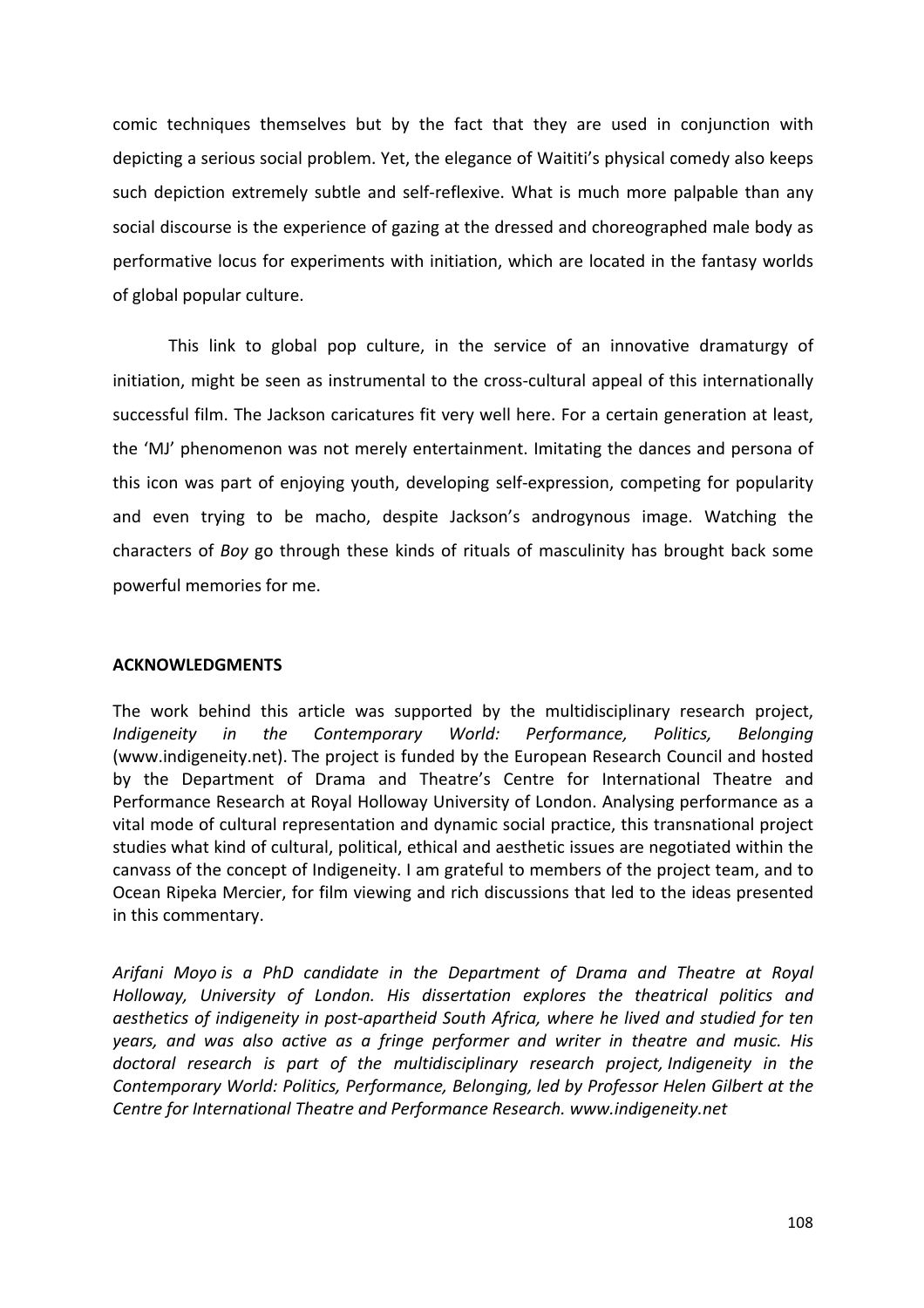comic techniques themselves but by the fact that they are used in conjunction with depicting a serious social problem. Yet, the elegance of Waititi's physical comedy also keeps such depiction extremely subtle and self-reflexive. What is much more palpable than any social discourse is the experience of gazing at the dressed and choreographed male body as performative locus for experiments with initiation, which are located in the fantasy worlds of global popular culture.

This link to global pop culture, in the service of an innovative dramaturgy of initiation, might be seen as instrumental to the cross-cultural appeal of this internationally successful film. The Jackson caricatures fit very well here. For a certain generation at least, the 'MJ' phenomenon was not merely entertainment. Imitating the dances and persona of this icon was part of enjoying youth, developing self-expression, competing for popularity and even trying to be macho, despite Jackson's androgynous image. Watching the characters of *Boy* go through these kinds of rituals of masculinity has brought back some powerful memories for me.

**ACKNOWLEDGMENTS**

The work behind this article was supported by the multidisciplinary research project, *Indigeneity in the Contemporary World: Performance, Politics, Belonging* (www.indigeneity.net). The project is funded by the European Research Council and hosted by the Department of Drama and Theatre's Centre for International Theatre and Performance Research at Royal Holloway University of London. Analysing performance as a vital mode of cultural representation and dynamic social practice, this transnational project studies what kind of cultural, political, ethical and aesthetic issues are negotiated within the canvass of the concept of Indigeneity. I am grateful to members of the project team, and to Ocean Ripeka Mercier, for film viewing and rich discussions that led to the ideas presented in this commentary.

*Arifani Moyo is a PhD candidate in the Department of Drama and Theatre at Royal Holloway, University of London. His dissertation explores the theatrical politics and aesthetics of indigeneity in post-apartheid South Africa, where he lived and studied for ten years, and was also active as a fringe performer and writer in theatre and music. His doctoral research is part of the multidisciplinary research project, Indigeneity in the Contemporary World: Politics, Performance, Belonging, led by Professor Helen Gilbert at the Centre for International Theatre and Performance Research. www.indigeneity.net*